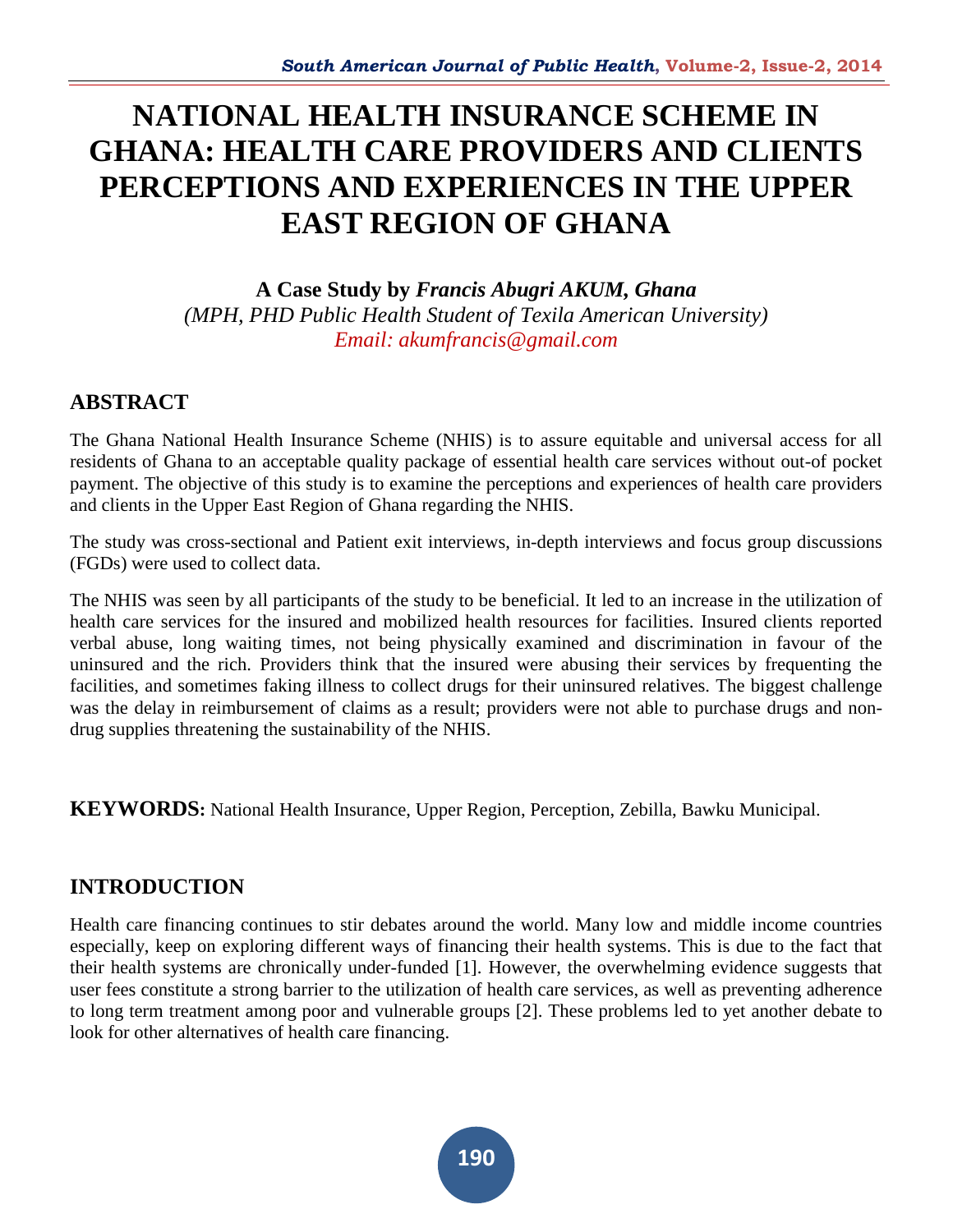# NATIONAL HEALTH INSURANCE SCHEME IN GHANA: HEALTH CARE PROVIDERS AND CLIENTS PERCEPTIONS AND EXPERIENCES IN THE UPPER EAST REGION OF GHANA

**A Case Study by *Francis Abugri AKUM, Ghana***
*(MPH, PHD Public Health Student of Texila American University)*
*Email: akumfrancis@gmail.com*

## ABSTRACT

The Ghana National Health Insurance Scheme (NHIS) is to assure equitable and universal access for all residents of Ghana to an acceptable quality package of essential health care services without out-of pocket payment. The objective of this study is to examine the perceptions and experiences of health care providers and clients in the Upper East Region of Ghana regarding the NHIS.

The study was cross-sectional and Patient exit interviews, in-depth interviews and focus group discussions (FGDs) were used to collect data.

The NHIS was seen by all participants of the study to be beneficial. It led to an increase in the utilization of health care services for the insured and mobilized health resources for facilities. Insured clients reported verbal abuse, long waiting times, not being physically examined and discrimination in favour of the uninsured and the rich. Providers think that the insured were abusing their services by frequenting the facilities, and sometimes faking illness to collect drugs for their uninsured relatives. The biggest challenge was the delay in reimbursement of claims as a result; providers were not able to purchase drugs and non-drug supplies threatening the sustainability of the NHIS.

**KEYWORDS:** National Health Insurance, Upper Region, Perception, Zebilla, Bawku Municipal.

## INTRODUCTION

Health care financing continues to stir debates around the world. Many low and middle income countries especially, keep on exploring different ways of financing their health systems. This is due to the fact that their health systems are chronically under-funded [1]. However, the overwhelming evidence suggests that user fees constitute a strong barrier to the utilization of health care services, as well as preventing adherence to long term treatment among poor and vulnerable groups [2]. These problems led to yet another debate to look for other alternatives of health care financing.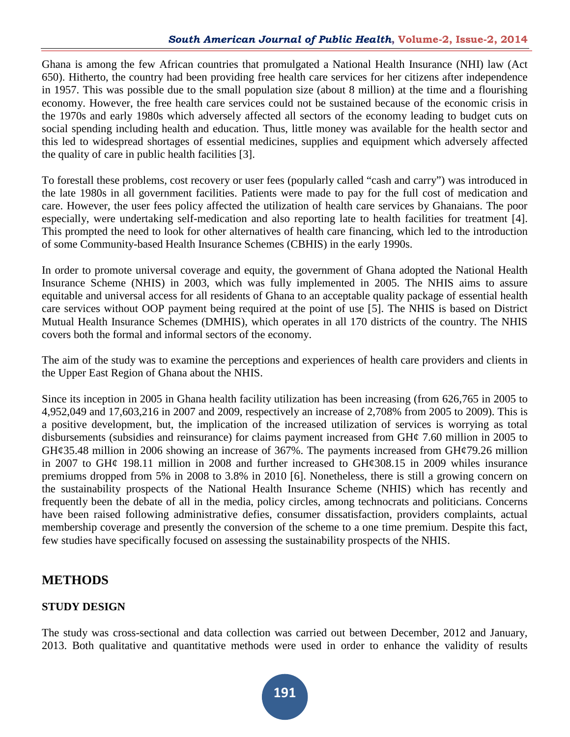Ghana is among the few African countries that promulgated a National Health Insurance (NHI) law (Act 650). Hitherto, the country had been providing free health care services for her citizens after independence in 1957. This was possible due to the small population size (about 8 million) at the time and a flourishing economy. However, the free health care services could not be sustained because of the economic crisis in the 1970s and early 1980s which adversely affected all sectors of the economy leading to budget cuts on social spending including health and education. Thus, little money was available for the health sector and this led to widespread shortages of essential medicines, supplies and equipment which adversely affected the quality of care in public health facilities [3].

To forestall these problems, cost recovery or user fees (popularly called "cash and carry") was introduced in the late 1980s in all government facilities. Patients were made to pay for the full cost of medication and care. However, the user fees policy affected the utilization of health care services by Ghanaians. The poor especially, were undertaking self-medication and also reporting late to health facilities for treatment [4]. This prompted the need to look for other alternatives of health care financing, which led to the introduction of some Community-based Health Insurance Schemes (CBHIS) in the early 1990s.

In order to promote universal coverage and equity, the government of Ghana adopted the National Health Insurance Scheme (NHIS) in 2003, which was fully implemented in 2005. The NHIS aims to assure equitable and universal access for all residents of Ghana to an acceptable quality package of essential health care services without OOP payment being required at the point of use [5]. The NHIS is based on District Mutual Health Insurance Schemes (DMHIS), which operates in all 170 districts of the country. The NHIS covers both the formal and informal sectors of the economy.

The aim of the study was to examine the perceptions and experiences of health care providers and clients in the Upper East Region of Ghana about the NHIS.

Since its inception in 2005 in Ghana health facility utilization has been increasing (from 626,765 in 2005 to 4,952,049 and 17,603,216 in 2007 and 2009, respectively an increase of 2,708% from 2005 to 2009). This is a positive development, but, the implication of the increased utilization of services is worrying as total disbursements (subsidies and reinsurance) for claims payment increased from GH¢ 7.60 million in 2005 to GH¢35.48 million in 2006 showing an increase of 367%. The payments increased from GH¢79.26 million in 2007 to GH¢ 198.11 million in 2008 and further increased to GH¢308.15 in 2009 whiles insurance premiums dropped from 5% in 2008 to 3.8% in 2010 [6]. Nonetheless, there is still a growing concern on the sustainability prospects of the National Health Insurance Scheme (NHIS) which has recently and frequently been the debate of all in the media, policy circles, among technocrats and politicians. Concerns have been raised following administrative defies, consumer dissatisfaction, providers complaints, actual membership coverage and presently the conversion of the scheme to a one time premium. Despite this fact, few studies have specifically focused on assessing the sustainability prospects of the NHIS.

## METHODS

### STUDY DESIGN

The study was cross-sectional and data collection was carried out between December, 2012 and January, 2013. Both qualitative and quantitative methods were used in order to enhance the validity of results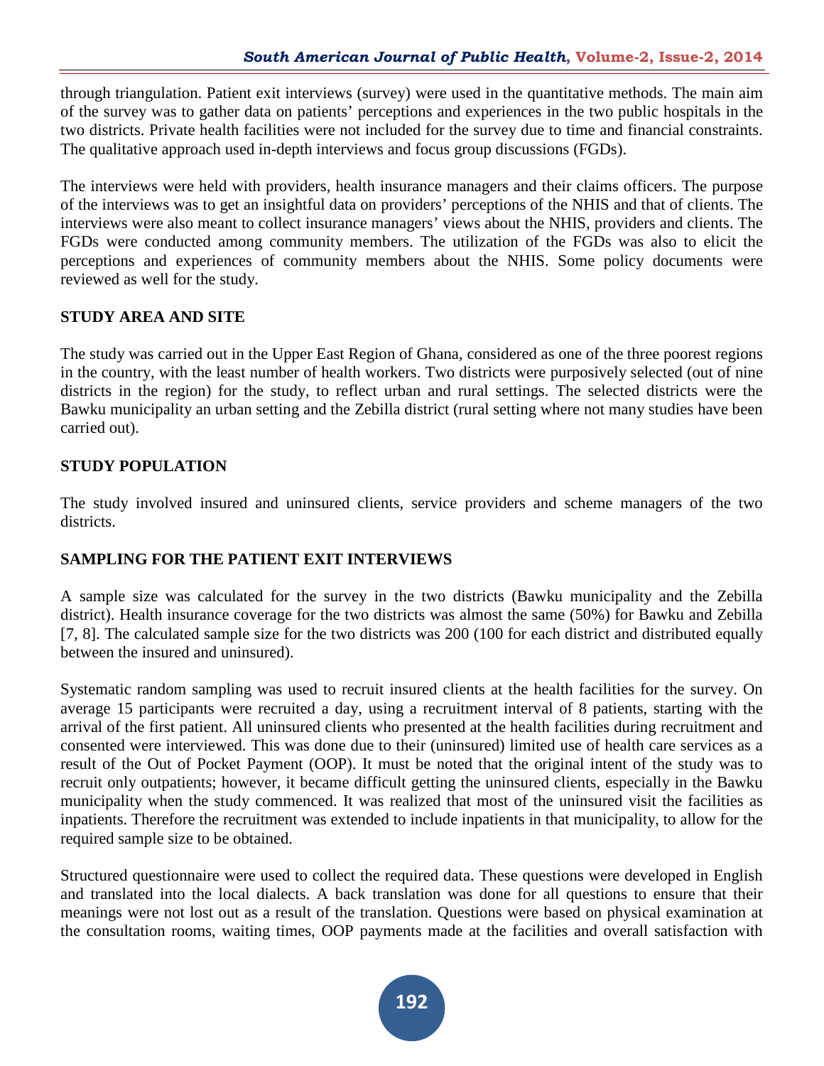through triangulation. Patient exit interviews (survey) were used in the quantitative methods. The main aim of the survey was to gather data on patients' perceptions and experiences in the two public hospitals in the two districts. Private health facilities were not included for the survey due to time and financial constraints. The qualitative approach used in-depth interviews and focus group discussions (FGDs).

The interviews were held with providers, health insurance managers and their claims officers. The purpose of the interviews was to get an insightful data on providers' perceptions of the NHIS and that of clients. The interviews were also meant to collect insurance managers' views about the NHIS, providers and clients. The FGDs were conducted among community members. The utilization of the FGDs was also to elicit the perceptions and experiences of community members about the NHIS. Some policy documents were reviewed as well for the study.

## STUDY AREA AND SITE

The study was carried out in the Upper East Region of Ghana, considered as one of the three poorest regions in the country, with the least number of health workers. Two districts were purposively selected (out of nine districts in the region) for the study, to reflect urban and rural settings. The selected districts were the Bawku municipality an urban setting and the Zebilla district (rural setting where not many studies have been carried out).

## STUDY POPULATION

The study involved insured and uninsured clients, service providers and scheme managers of the two districts.

## SAMPLING FOR THE PATIENT EXIT INTERVIEWS

A sample size was calculated for the survey in the two districts (Bawku municipality and the Zebilla district). Health insurance coverage for the two districts was almost the same (50%) for Bawku and Zebilla [7, 8]. The calculated sample size for the two districts was 200 (100 for each district and distributed equally between the insured and uninsured).

Systematic random sampling was used to recruit insured clients at the health facilities for the survey. On average 15 participants were recruited a day, using a recruitment interval of 8 patients, starting with the arrival of the first patient. All uninsured clients who presented at the health facilities during recruitment and consented were interviewed. This was done due to their (uninsured) limited use of health care services as a result of the Out of Pocket Payment (OOP). It must be noted that the original intent of the study was to recruit only outpatients; however, it became difficult getting the uninsured clients, especially in the Bawku municipality when the study commenced. It was realized that most of the uninsured visit the facilities as inpatients. Therefore the recruitment was extended to include inpatients in that municipality, to allow for the required sample size to be obtained.

Structured questionnaire were used to collect the required data. These questions were developed in English and translated into the local dialects. A back translation was done for all questions to ensure that their meanings were not lost out as a result of the translation. Questions were based on physical examination at the consultation rooms, waiting times, OOP payments made at the facilities and overall satisfaction with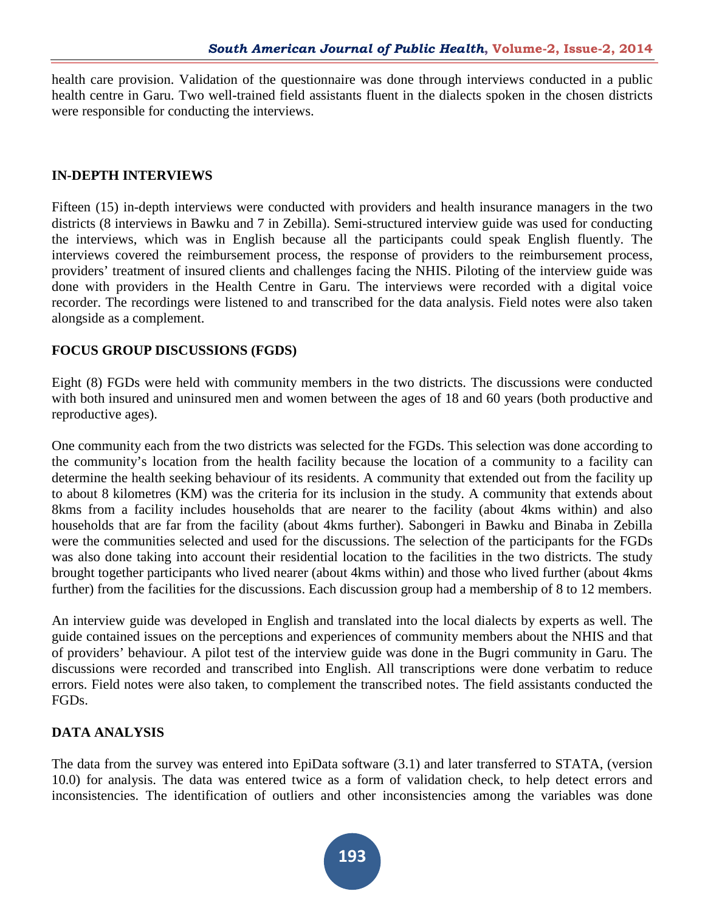health care provision. Validation of the questionnaire was done through interviews conducted in a public health centre in Garu. Two well-trained field assistants fluent in the dialects spoken in the chosen districts were responsible for conducting the interviews.

## IN-DEPTH INTERVIEWS

Fifteen (15) in-depth interviews were conducted with providers and health insurance managers in the two districts (8 interviews in Bawku and 7 in Zebilla). Semi-structured interview guide was used for conducting the interviews, which was in English because all the participants could speak English fluently. The interviews covered the reimbursement process, the response of providers to the reimbursement process, providers' treatment of insured clients and challenges facing the NHIS. Piloting of the interview guide was done with providers in the Health Centre in Garu. The interviews were recorded with a digital voice recorder. The recordings were listened to and transcribed for the data analysis. Field notes were also taken alongside as a complement.

## FOCUS GROUP DISCUSSIONS (FGDS)

Eight (8) FGDs were held with community members in the two districts. The discussions were conducted with both insured and uninsured men and women between the ages of 18 and 60 years (both productive and reproductive ages).

One community each from the two districts was selected for the FGDs. This selection was done according to the community's location from the health facility because the location of a community to a facility can determine the health seeking behaviour of its residents. A community that extended out from the facility up to about 8 kilometres (KM) was the criteria for its inclusion in the study. A community that extends about 8kms from a facility includes households that are nearer to the facility (about 4kms within) and also households that are far from the facility (about 4kms further). Sabongeri in Bawku and Binaba in Zebilla were the communities selected and used for the discussions. The selection of the participants for the FGDs was also done taking into account their residential location to the facilities in the two districts. The study brought together participants who lived nearer (about 4kms within) and those who lived further (about 4kms further) from the facilities for the discussions. Each discussion group had a membership of 8 to 12 members.

An interview guide was developed in English and translated into the local dialects by experts as well. The guide contained issues on the perceptions and experiences of community members about the NHIS and that of providers' behaviour. A pilot test of the interview guide was done in the Bugri community in Garu. The discussions were recorded and transcribed into English. All transcriptions were done verbatim to reduce errors. Field notes were also taken, to complement the transcribed notes. The field assistants conducted the FGDs.

## DATA ANALYSIS

The data from the survey was entered into EpiData software (3.1) and later transferred to STATA, (version 10.0) for analysis. The data was entered twice as a form of validation check, to help detect errors and inconsistencies. The identification of outliers and other inconsistencies among the variables was done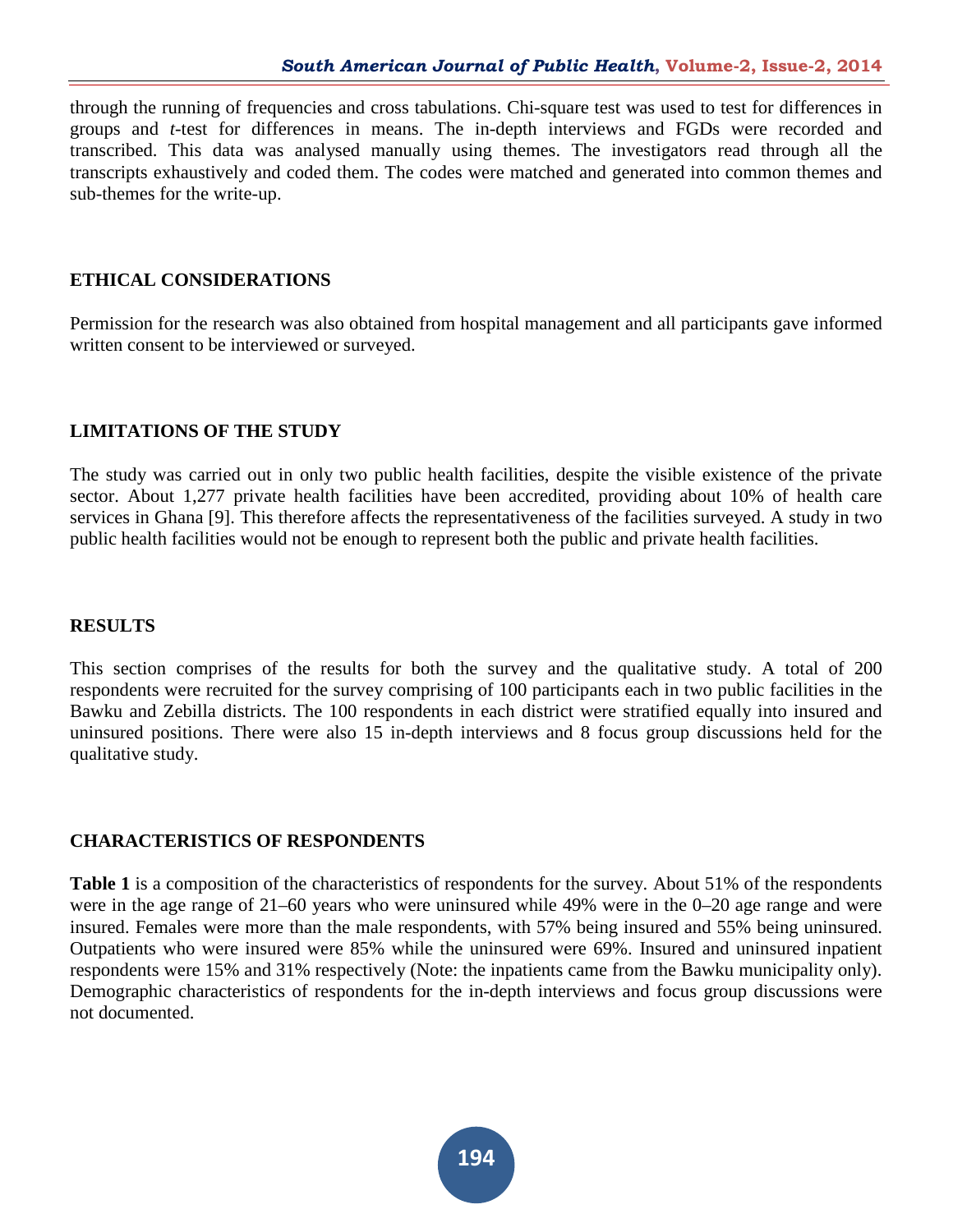through the running of frequencies and cross tabulations. Chi-square test was used to test for differences in groups and *t*-test for differences in means. The in-depth interviews and FGDs were recorded and transcribed. This data was analysed manually using themes. The investigators read through all the transcripts exhaustively and coded them. The codes were matched and generated into common themes and sub-themes for the write-up.

## ETHICAL CONSIDERATIONS

Permission for the research was also obtained from hospital management and all participants gave informed written consent to be interviewed or surveyed.

## LIMITATIONS OF THE STUDY

The study was carried out in only two public health facilities, despite the visible existence of the private sector. About 1,277 private health facilities have been accredited, providing about 10% of health care services in Ghana [9]. This therefore affects the representativeness of the facilities surveyed. A study in two public health facilities would not be enough to represent both the public and private health facilities.

## RESULTS

This section comprises of the results for both the survey and the qualitative study. A total of 200 respondents were recruited for the survey comprising of 100 participants each in two public facilities in the Bawku and Zebilla districts. The 100 respondents in each district were stratified equally into insured and uninsured positions. There were also 15 in-depth interviews and 8 focus group discussions held for the qualitative study.

## CHARACTERISTICS OF RESPONDENTS

**Table 1** is a composition of the characteristics of respondents for the survey. About 51% of the respondents were in the age range of 21–60 years who were uninsured while 49% were in the 0–20 age range and were insured. Females were more than the male respondents, with 57% being insured and 55% being uninsured. Outpatients who were insured were 85% while the uninsured were 69%. Insured and uninsured inpatient respondents were 15% and 31% respectively (Note: the inpatients came from the Bawku municipality only). Demographic characteristics of respondents for the in-depth interviews and focus group discussions were not documented.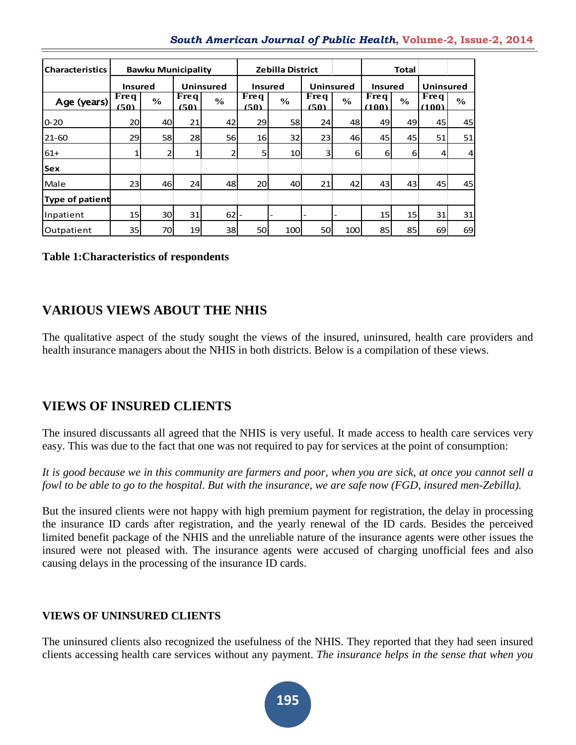| Characteristics | Bawku Municipality | | | | Zebilla District | | | | Total | | | |
|---|---|---|---|---|---|---|---|---|---|---|---|---|
| | Insured | | Uninsured | | Insured | | Uninsured | | Insured | | Uninsured | |
| Age (years) | Freq (50) | % | Freq (50) | % | Freq (50) | % | Freq (50) | % | Freq (100) | % | Freq (100) | % |
| 0-20 | 20 | 40 | 21 | 42 | 29 | 58 | 24 | 48 | 49 | 49 | 45 | 45 |
| 21-60 | 29 | 58 | 28 | 56 | 16 | 32 | 23 | 46 | 45 | 45 | 51 | 51 |
| 61+ | 1 | 2 | 1 | 2 | 5 | 10 | 3 | 6 | 6 | 6 | 4 | 4 |
| **Sex** | | | | | | | | | | | | |
| Male | 23 | 46 | 24 | 48 | 20 | 40 | 21 | 42 | 43 | 43 | 45 | 45 |
| **Type of patient** | | | | | | | | | | | | |
| Inpatient | 15 | 30 | 31 | 62 | - | - | - | - | 15 | 15 | 31 | 31 |
| Outpatient | 35 | 70 | 19 | 38 | 50 | 100 | 50 | 100 | 85 | 85 | 69 | 69 |

**Table 1:Characteristics of respondents**

## VARIOUS VIEWS ABOUT THE NHIS

The qualitative aspect of the study sought the views of the insured, uninsured, health care providers and health insurance managers about the NHIS in both districts. Below is a compilation of these views.

## VIEWS OF INSURED CLIENTS

The insured discussants all agreed that the NHIS is very useful. It made access to health care services very easy. This was due to the fact that one was not required to pay for services at the point of consumption:

*It is good because we in this community are farmers and poor, when you are sick, at once you cannot sell a fowl to be able to go to the hospital. But with the insurance, we are safe now (FGD, insured men-Zebilla).*

But the insured clients were not happy with high premium payment for registration, the delay in processing the insurance ID cards after registration, and the yearly renewal of the ID cards. Besides the perceived limited benefit package of the NHIS and the unreliable nature of the insurance agents were other issues the insured were not pleased with. The insurance agents were accused of charging unofficial fees and also causing delays in the processing of the insurance ID cards.

### VIEWS OF UNINSURED CLIENTS

The uninsured clients also recognized the usefulness of the NHIS. They reported that they had seen insured clients accessing health care services without any payment. *The insurance helps in the sense that when you*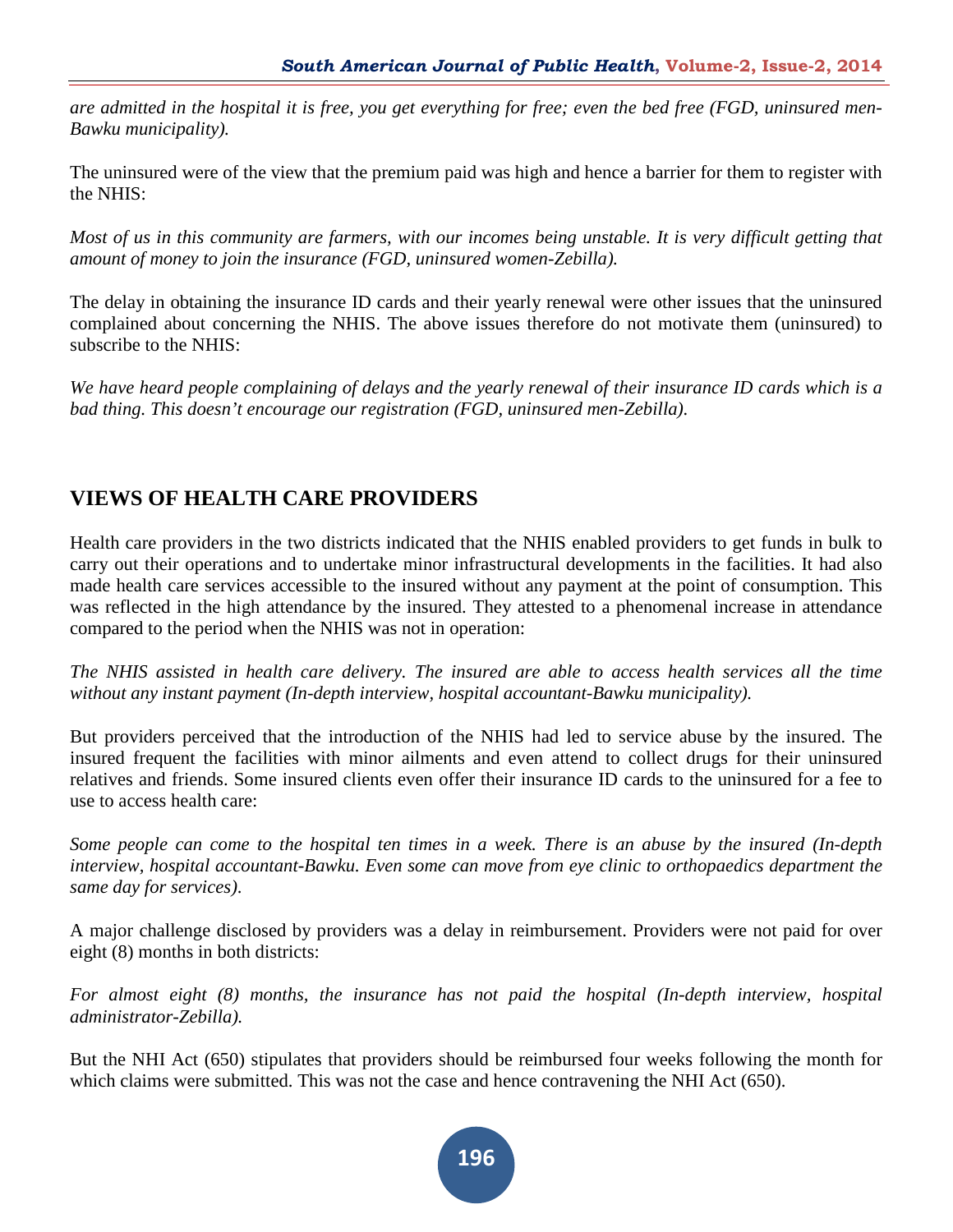*are admitted in the hospital it is free, you get everything for free; even the bed free (FGD, uninsured men-Bawku municipality).*

The uninsured were of the view that the premium paid was high and hence a barrier for them to register with the NHIS:

*Most of us in this community are farmers, with our incomes being unstable. It is very difficult getting that amount of money to join the insurance (FGD, uninsured women-Zebilla).*

The delay in obtaining the insurance ID cards and their yearly renewal were other issues that the uninsured complained about concerning the NHIS. The above issues therefore do not motivate them (uninsured) to subscribe to the NHIS:

*We have heard people complaining of delays and the yearly renewal of their insurance ID cards which is a bad thing. This doesn't encourage our registration (FGD, uninsured men-Zebilla).*

## VIEWS OF HEALTH CARE PROVIDERS

Health care providers in the two districts indicated that the NHIS enabled providers to get funds in bulk to carry out their operations and to undertake minor infrastructural developments in the facilities. It had also made health care services accessible to the insured without any payment at the point of consumption. This was reflected in the high attendance by the insured. They attested to a phenomenal increase in attendance compared to the period when the NHIS was not in operation:

*The NHIS assisted in health care delivery. The insured are able to access health services all the time without any instant payment (In-depth interview, hospital accountant-Bawku municipality).*

But providers perceived that the introduction of the NHIS had led to service abuse by the insured. The insured frequent the facilities with minor ailments and even attend to collect drugs for their uninsured relatives and friends. Some insured clients even offer their insurance ID cards to the uninsured for a fee to use to access health care:

*Some people can come to the hospital ten times in a week. There is an abuse by the insured (In-depth interview, hospital accountant-Bawku. Even some can move from eye clinic to orthopaedics department the same day for services).*

A major challenge disclosed by providers was a delay in reimbursement. Providers were not paid for over eight (8) months in both districts:

*For almost eight (8) months, the insurance has not paid the hospital (In-depth interview, hospital administrator-Zebilla).*

But the NHI Act (650) stipulates that providers should be reimbursed four weeks following the month for which claims were submitted. This was not the case and hence contravening the NHI Act (650).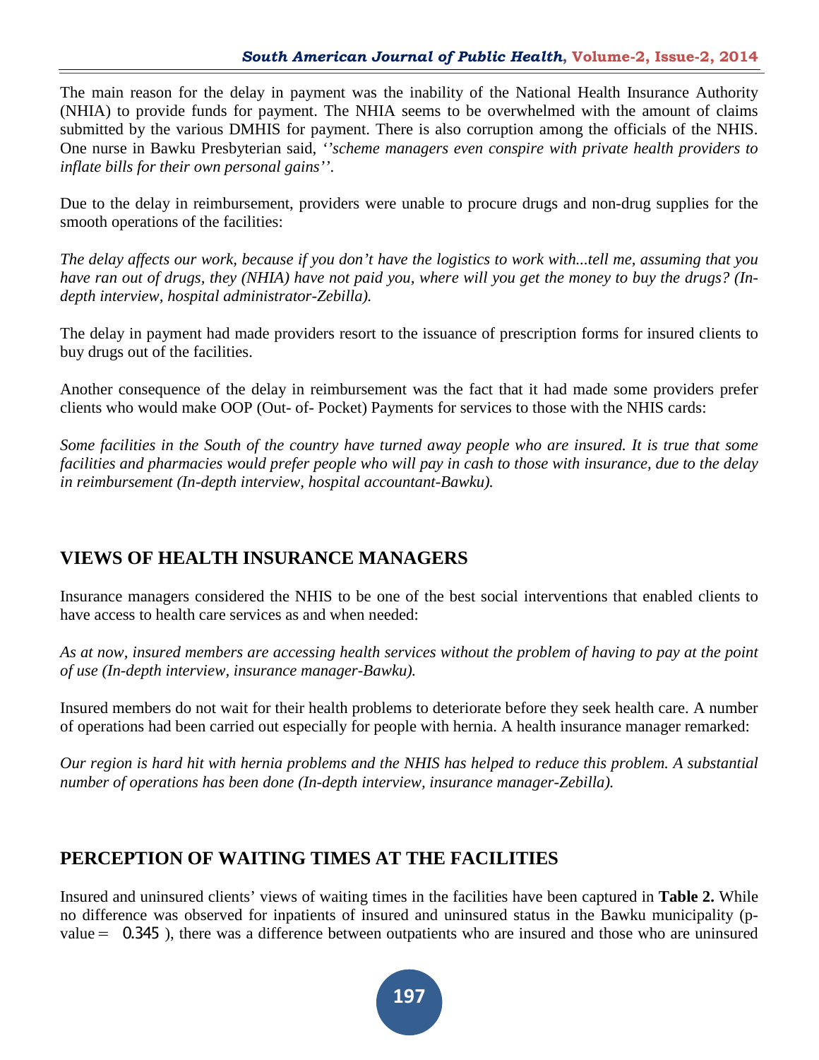The main reason for the delay in payment was the inability of the National Health Insurance Authority (NHIA) to provide funds for payment. The NHIA seems to be overwhelmed with the amount of claims submitted by the various DMHIS for payment. There is also corruption among the officials of the NHIS. One nurse in Bawku Presbyterian said, *''scheme managers even conspire with private health providers to inflate bills for their own personal gains''*.

Due to the delay in reimbursement, providers were unable to procure drugs and non-drug supplies for the smooth operations of the facilities:

*The delay affects our work, because if you don't have the logistics to work with...tell me, assuming that you have ran out of drugs, they (NHIA) have not paid you, where will you get the money to buy the drugs? (In-depth interview, hospital administrator-Zebilla).*

The delay in payment had made providers resort to the issuance of prescription forms for insured clients to buy drugs out of the facilities.

Another consequence of the delay in reimbursement was the fact that it had made some providers prefer clients who would make OOP (Out- of- Pocket) Payments for services to those with the NHIS cards:

*Some facilities in the South of the country have turned away people who are insured. It is true that some facilities and pharmacies would prefer people who will pay in cash to those with insurance, due to the delay in reimbursement (In-depth interview, hospital accountant-Bawku).*

## VIEWS OF HEALTH INSURANCE MANAGERS

Insurance managers considered the NHIS to be one of the best social interventions that enabled clients to have access to health care services as and when needed:

*As at now, insured members are accessing health services without the problem of having to pay at the point of use (In-depth interview, insurance manager-Bawku).*

Insured members do not wait for their health problems to deteriorate before they seek health care. A number of operations had been carried out especially for people with hernia. A health insurance manager remarked:

*Our region is hard hit with hernia problems and the NHIS has helped to reduce this problem. A substantial number of operations has been done (In-depth interview, insurance manager-Zebilla).*

## PERCEPTION OF WAITING TIMES AT THE FACILITIES

Insured and uninsured clients' views of waiting times in the facilities have been captured in **Table 2.** While no difference was observed for inpatients of insured and uninsured status in the Bawku municipality (p-value = 0.345 ), there was a difference between outpatients who are insured and those who are uninsured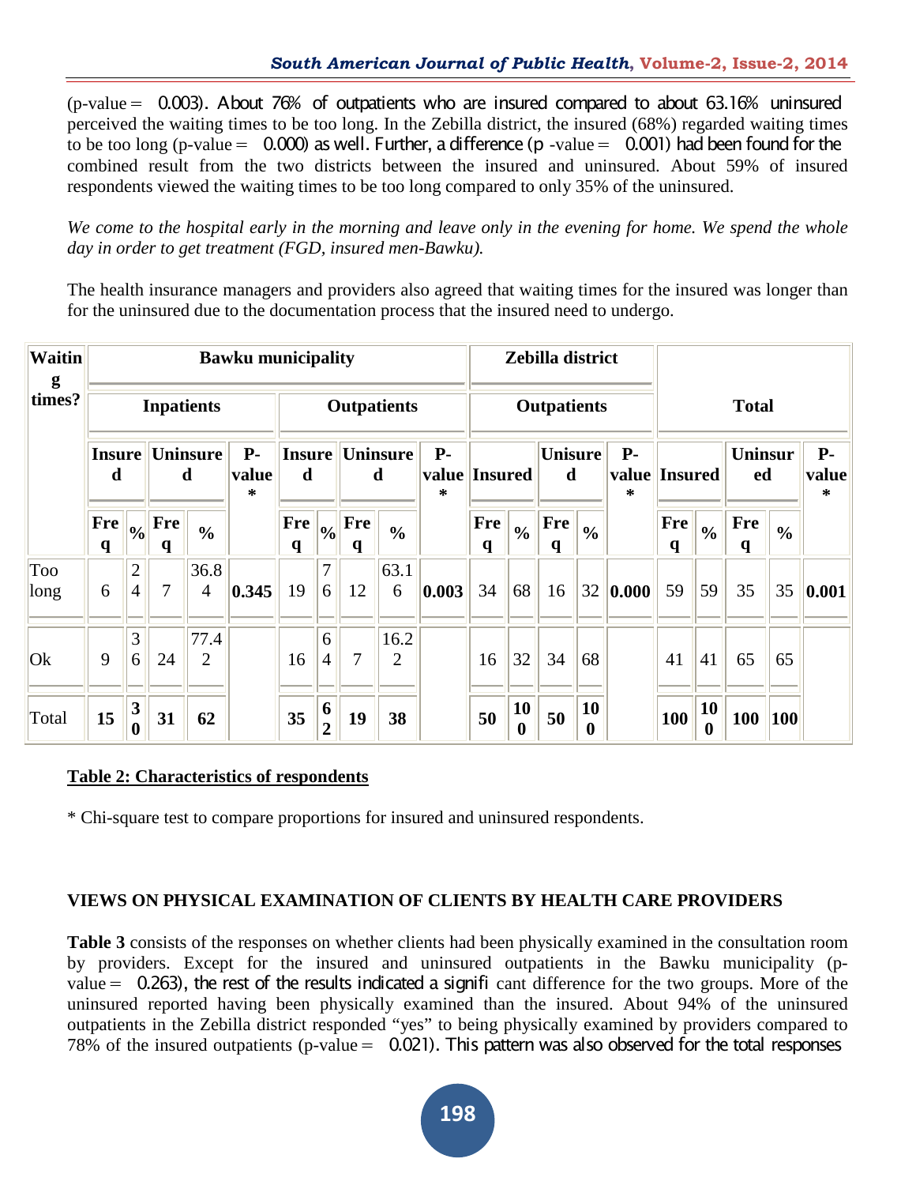(p-value = 0.003). About 76% of outpatients who are insured compared to about 63.16% uninsured perceived the waiting times to be too long. In the Zebilla district, the insured (68%) regarded waiting times to be too long (p-value = 0.000) as well. Further, a difference (p -value = 0.001) had been found for the combined result from the two districts between the insured and uninsured. About 59% of insured respondents viewed the waiting times to be too long compared to only 35% of the uninsured.

*We come to the hospital early in the morning and leave only in the evening for home. We spend the whole day in order to get treatment (FGD, insured men-Bawku).*

The health insurance managers and providers also agreed that waiting times for the insured was longer than for the uninsured due to the documentation process that the insured need to undergo.

| Waiting times? | Bawku municipality | | | | | | | | | | Zebilla district | | | | | Total | | | | |
|---|---|---|---|---|---|---|---|---|---|---|---|---|---|---|---|---|---|---|---|---|
| | Inpatients | | | | | Outpatients | | | | | Outpatients | | | | | | | | | |
| | Insured | | Uninsured | | P-value * | Insured | | Uninsured | | P-value * | Insured | | Unisured | | P-value * | Insured | | Uninsured | | P-value * |
| | Freq | % | Freq | % | | Freq | % | Freq | % | | Freq | % | Freq | % | | Freq | % | Freq | % | |
| Too long | 6 | 24 | 7 | 36.84 | **0.345** | 19 | 76 | 12 | 63.16 | **0.003** | 34 | 68 | 16 | 32 | **0.000** | 59 | 59 | 35 | 35 | **0.001** |
| Ok | 9 | 36 | 24 | 77.42 | | 16 | 64 | 7 | 16.22 | | 16 | 32 | 34 | 68 | | 41 | 41 | 65 | 65 | |
| Total | **15** | **30** | **31** | **62** | | **35** | **62** | **19** | **38** | | **50** | **100** | **50** | **100** | | **100** | **100** | **100** | **100** | |

**Table 2: Characteristics of respondents**

* Chi-square test to compare proportions for insured and uninsured respondents.

## VIEWS ON PHYSICAL EXAMINATION OF CLIENTS BY HEALTH CARE PROVIDERS

**Table 3** consists of the responses on whether clients had been physically examined in the consultation room by providers. Except for the insured and uninsured outpatients in the Bawku municipality (p-value = 0.263), the rest of the results indicated a significant difference for the two groups. More of the uninsured reported having been physically examined than the insured. About 94% of the uninsured outpatients in the Zebilla district responded "yes" to being physically examined by providers compared to 78% of the insured outpatients (p-value = 0.021). This pattern was also observed for the total responses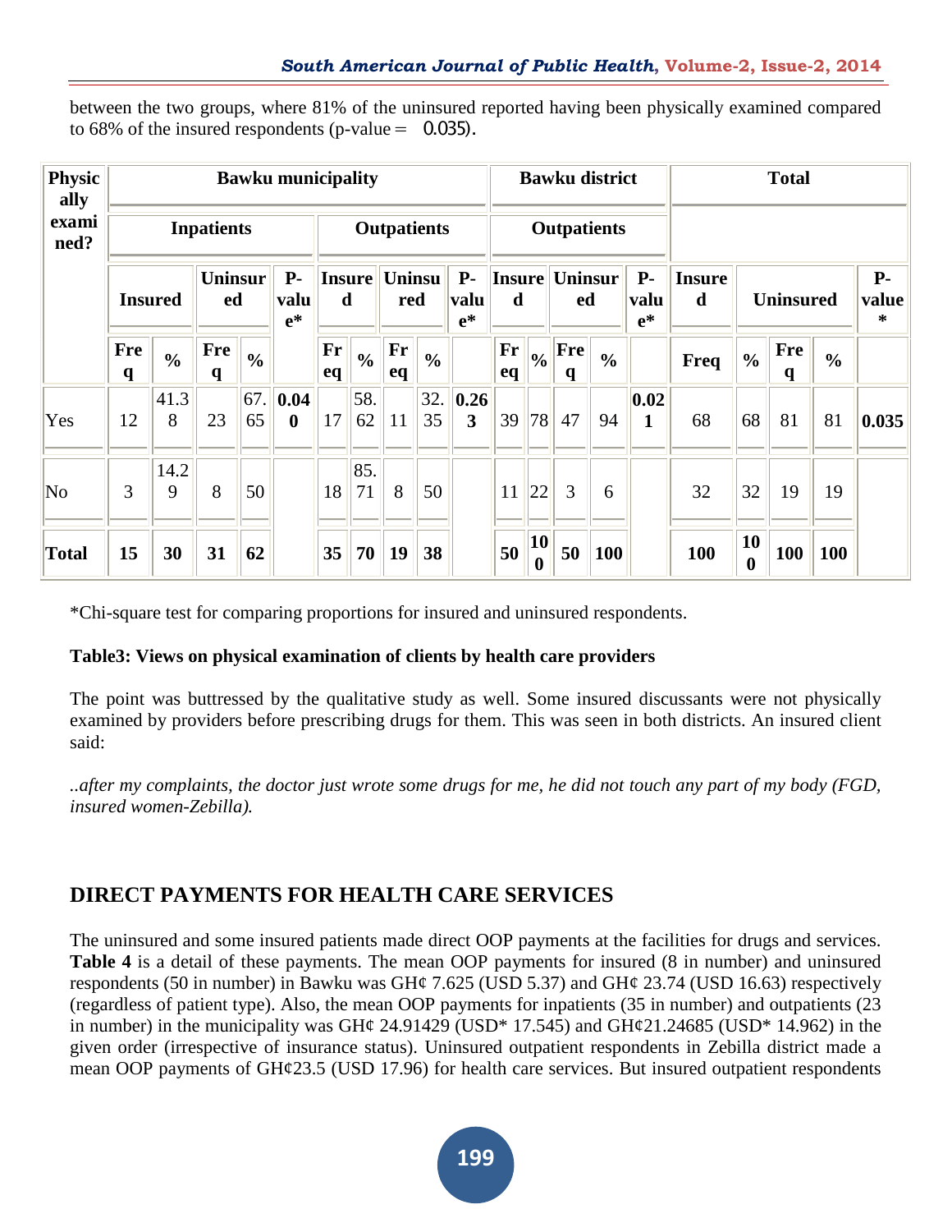between the two groups, where 81% of the uninsured reported having been physically examined compared to 68% of the insured respondents (p-value = 0.035).

| Physically examined? | Bawku municipality | | | | | | | | | | Bawku district | | | | | Total | | | | |
|---|---|---|---|---|---|---|---|---|---|---|---|---|---|---|---|---|---|---|---|---|
| | Inpatients | | | | | Outpatients | | | | | Outpatients | | | | | | | | | |
| | Insured | | Uninsured | | P-value* | Insured | | Uninsured | | P-value* | Insured | | Uninsured | | P-value* | Insured | | Uninsured | | P-value* |
| | Freq | % | Freq | % | | Freq | % | Freq | % | | Freq | % | Freq | % | | Freq | % | Freq | % | |
| Yes | 12 | 41.38 | 23 | 67.65 | 0.040 | 17 | 58.62 | 11 | 32.35 | 0.263 | 39 | 78 | 47 | 94 | 0.021 | 68 | 68 | 81 | 81 | 0.035 |
| No | 3 | 14.29 | 8 | 50 | | 18 | 85.71 | 8 | 50 | | 11 | 22 | 3 | 6 | | 32 | 32 | 19 | 19 | |
| **Total** | **15** | **30** | **31** | **62** | | **35** | **70** | **19** | **38** | | **50** | **100** | **50** | **100** | | **100** | **100** | **100** | **100** | |

*Chi-square test for comparing proportions for insured and uninsured respondents.

**Table3: Views on physical examination of clients by health care providers**

The point was buttressed by the qualitative study as well. Some insured discussants were not physically examined by providers before prescribing drugs for them. This was seen in both districts. An insured client said:

*..after my complaints, the doctor just wrote some drugs for me, he did not touch any part of my body (FGD, insured women-Zebilla).*

## DIRECT PAYMENTS FOR HEALTH CARE SERVICES

The uninsured and some insured patients made direct OOP payments at the facilities for drugs and services. **Table 4** is a detail of these payments. The mean OOP payments for insured (8 in number) and uninsured respondents (50 in number) in Bawku was GH¢ 7.625 (USD 5.37) and GH¢ 23.74 (USD 16.63) respectively (regardless of patient type). Also, the mean OOP payments for inpatients (35 in number) and outpatients (23 in number) in the municipality was GH¢ 24.91429 (USD* 17.545) and GH¢21.24685 (USD* 14.962) in the given order (irrespective of insurance status). Uninsured outpatient respondents in Zebilla district made a mean OOP payments of GH¢23.5 (USD 17.96) for health care services. But insured outpatient respondents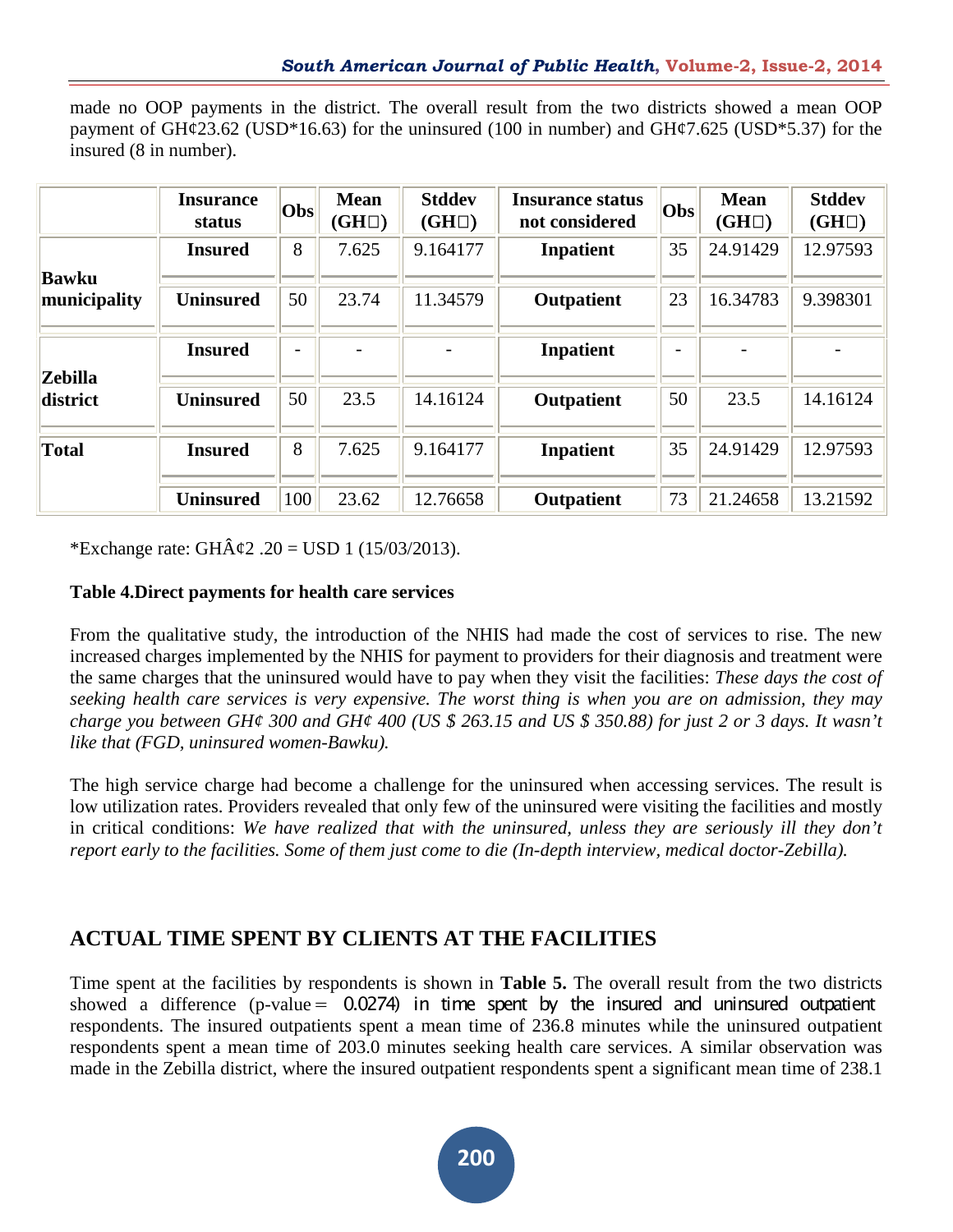made no OOP payments in the district. The overall result from the two districts showed a mean OOP payment of GH¢23.62 (USD*16.63) for the uninsured (100 in number) and GH¢7.625 (USD*5.37) for the insured (8 in number).

| | Insurance status | Obs | Mean (GH□) | Stddev (GH□) | Insurance status not considered | Obs | Mean (GH□) | Stddev (GH□) |
|---|---|---|---|---|---|---|---|---|
| Bawku municipality | Insured | 8 | 7.625 | 9.164177 | Inpatient | 35 | 24.91429 | 12.97593 |
| | Uninsured | 50 | 23.74 | 11.34579 | Outpatient | 23 | 16.34783 | 9.398301 |
| Zebilla district | Insured | - | - | - | Inpatient | - | - | - |
| | Uninsured | 50 | 23.5 | 14.16124 | Outpatient | 50 | 23.5 | 14.16124 |
| Total | Insured | 8 | 7.625 | 9.164177 | Inpatient | 35 | 24.91429 | 12.97593 |
| | Uninsured | 100 | 23.62 | 12.76658 | Outpatient | 73 | 21.24658 | 13.21592 |

*Exchange rate: GHÂ¢2 .20 = USD 1 (15/03/2013).

**Table 4.Direct payments for health care services**

From the qualitative study, the introduction of the NHIS had made the cost of services to rise. The new increased charges implemented by the NHIS for payment to providers for their diagnosis and treatment were the same charges that the uninsured would have to pay when they visit the facilities: *These days the cost of seeking health care services is very expensive. The worst thing is when you are on admission, they may charge you between GH¢ 300 and GH¢ 400 (US $ 263.15 and US $ 350.88) for just 2 or 3 days. It wasn't like that (FGD, uninsured women-Bawku).*

The high service charge had become a challenge for the uninsured when accessing services. The result is low utilization rates. Providers revealed that only few of the uninsured were visiting the facilities and mostly in critical conditions: *We have realized that with the uninsured, unless they are seriously ill they don't report early to the facilities. Some of them just come to die (In-depth interview, medical doctor-Zebilla).*

## ACTUAL TIME SPENT BY CLIENTS AT THE FACILITIES

Time spent at the facilities by respondents is shown in **Table 5.** The overall result from the two districts showed a difference (p-value = 0.0274) in time spent by the insured and uninsured outpatient respondents. The insured outpatients spent a mean time of 236.8 minutes while the uninsured outpatient respondents spent a mean time of 203.0 minutes seeking health care services. A similar observation was made in the Zebilla district, where the insured outpatient respondents spent a significant mean time of 238.1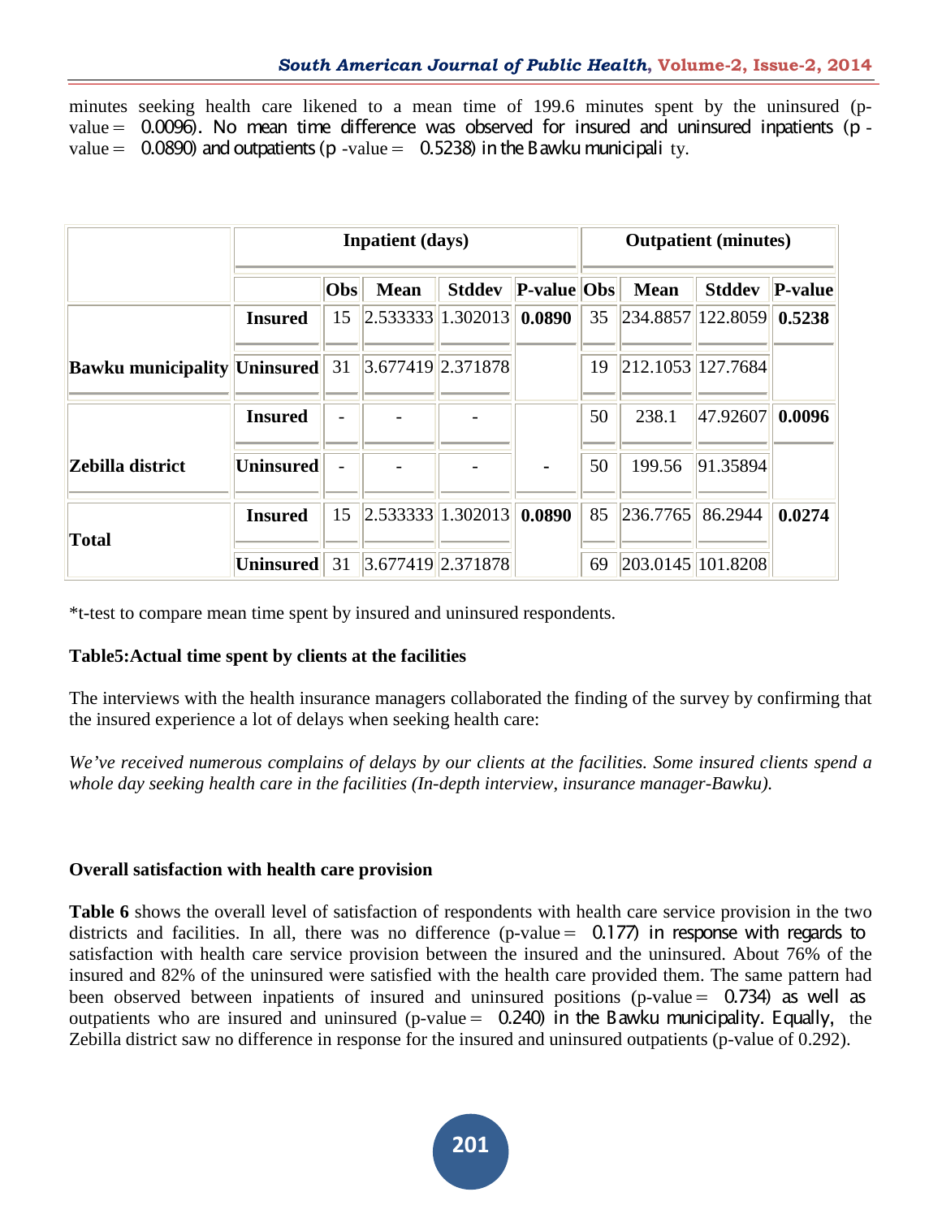minutes seeking health care likened to a mean time of 199.6 minutes spent by the uninsured (p-value = 0.0096). No mean time difference was observed for insured and uninsured inpatients (p-value = 0.0890) and outpatients (p-value = 0.5238) in the Bawku municipality.

| | | Inpatient (days) | | | | Outpatient (minutes) | | | |
|---|---|---|---|---|---|---|---|---|---|
| | | Obs | Mean | Stddev | P-value | Obs | Mean | Stddev | P-value |
| Bawku municipality | Insured | 15 | 2.533333 | 1.302013 | **0.0890** | 35 | 234.8857 | 122.8059 | **0.5238** |
| | Uninsured | 31 | 3.677419 | 2.371878 | | 19 | 212.1053 | 127.7684 | |
| Zebilla district | Insured | - | - | - | - | 50 | 238.1 | 47.92607 | **0.0096** |
| | Uninsured | - | - | - | | 50 | 199.56 | 91.35894 | |
| Total | Insured | 15 | 2.533333 | 1.302013 | **0.0890** | 85 | 236.7765 | 86.2944 | **0.0274** |
| | Uninsured | 31 | 3.677419 | 2.371878 | | 69 | 203.0145 | 101.8208 | |

*t-test to compare mean time spent by insured and uninsured respondents.

**Table5:Actual time spent by clients at the facilities**

The interviews with the health insurance managers collaborated the finding of the survey by confirming that the insured experience a lot of delays when seeking health care:

*We've received numerous complains of delays by our clients at the facilities. Some insured clients spend a whole day seeking health care in the facilities (In-depth interview, insurance manager-Bawku).*

**Overall satisfaction with health care provision**

**Table 6** shows the overall level of satisfaction of respondents with health care service provision in the two districts and facilities. In all, there was no difference (p-value = 0.177) in response with regards to satisfaction with health care service provision between the insured and the uninsured. About 76% of the insured and 82% of the uninsured were satisfied with the health care provided them. The same pattern had been observed between inpatients of insured and uninsured positions (p-value = 0.734) as well as outpatients who are insured and uninsured (p-value = 0.240) in the Bawku municipality. Equally, the Zebilla district saw no difference in response for the insured and uninsured outpatients (p-value of 0.292).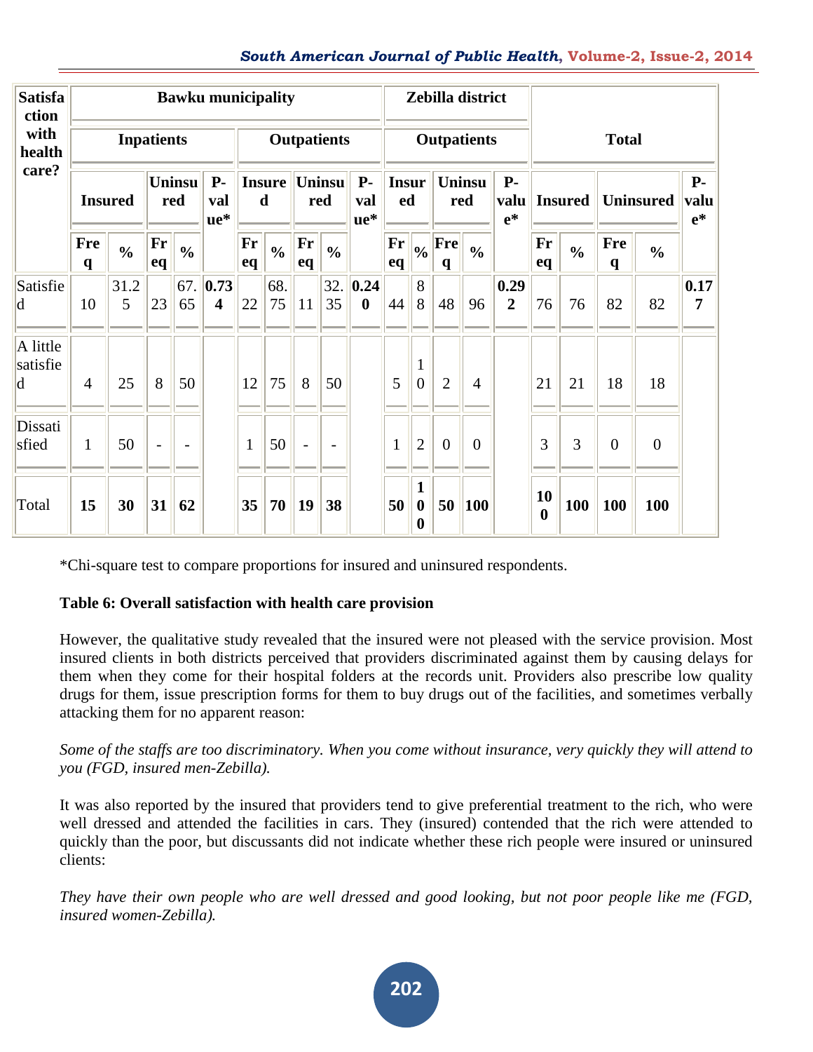| Satisfaction with health care? | Bawku municipality | | | | | | | | | | | Zebilla district | | | | | Total | | | | |
|---|---|---|---|---|---|---|---|---|---|---|---|---|---|---|---|---|---|---|---|---|---|
| | Inpatients | | | | | Outpatients | | | | | | Outpatients | | | | | | | | | |
| | Insured | | Uninsured | | P-value* | Insured | | Uninsured | | P-value* | | Insured | | Uninsured | | P-value* | Insured | | Uninsured | | P-value* |
| | Freq | % | Freq | % | | Freq | % | Freq | % | | | Freq | % | Freq | % | | Freq | % | Freq | % | |
| Satisfied | 10 | 31.25 | 23 | 67.65 | 0.734 | 22 | 68.75 | 11 | 32.35 | 0.240 | | 44 | 88 | 48 | 96 | 0.292 | 76 | 76 | 82 | 82 | 0.177 |
| A little satisfied | 4 | 25 | 8 | 50 | | 12 | 75 | 8 | 50 | | | 5 | 10 | 2 | 4 | | 21 | 21 | 18 | 18 | |
| Dissatisfied | 1 | 50 | - | - | | 1 | 50 | - | - | | | 1 | 2 | 0 | 0 | | 3 | 3 | 0 | 0 | |
| Total | **15** | **30** | **31** | **62** | | **35** | **70** | **19** | **38** | | | **50** | **100** | **50** | **100** | | **100** | **100** | **100** | **100** | |

*Chi-square test to compare proportions for insured and uninsured respondents.

**Table 6: Overall satisfaction with health care provision**

However, the qualitative study revealed that the insured were not pleased with the service provision. Most insured clients in both districts perceived that providers discriminated against them by causing delays for them when they come for their hospital folders at the records unit. Providers also prescribe low quality drugs for them, issue prescription forms for them to buy drugs out of the facilities, and sometimes verbally attacking them for no apparent reason:

*Some of the staffs are too discriminatory. When you come without insurance, very quickly they will attend to you (FGD, insured men-Zebilla).*

It was also reported by the insured that providers tend to give preferential treatment to the rich, who were well dressed and attended the facilities in cars. They (insured) contended that the rich were attended to quickly than the poor, but discussants did not indicate whether these rich people were insured or uninsured clients:

*They have their own people who are well dressed and good looking, but not poor people like me (FGD, insured women-Zebilla).*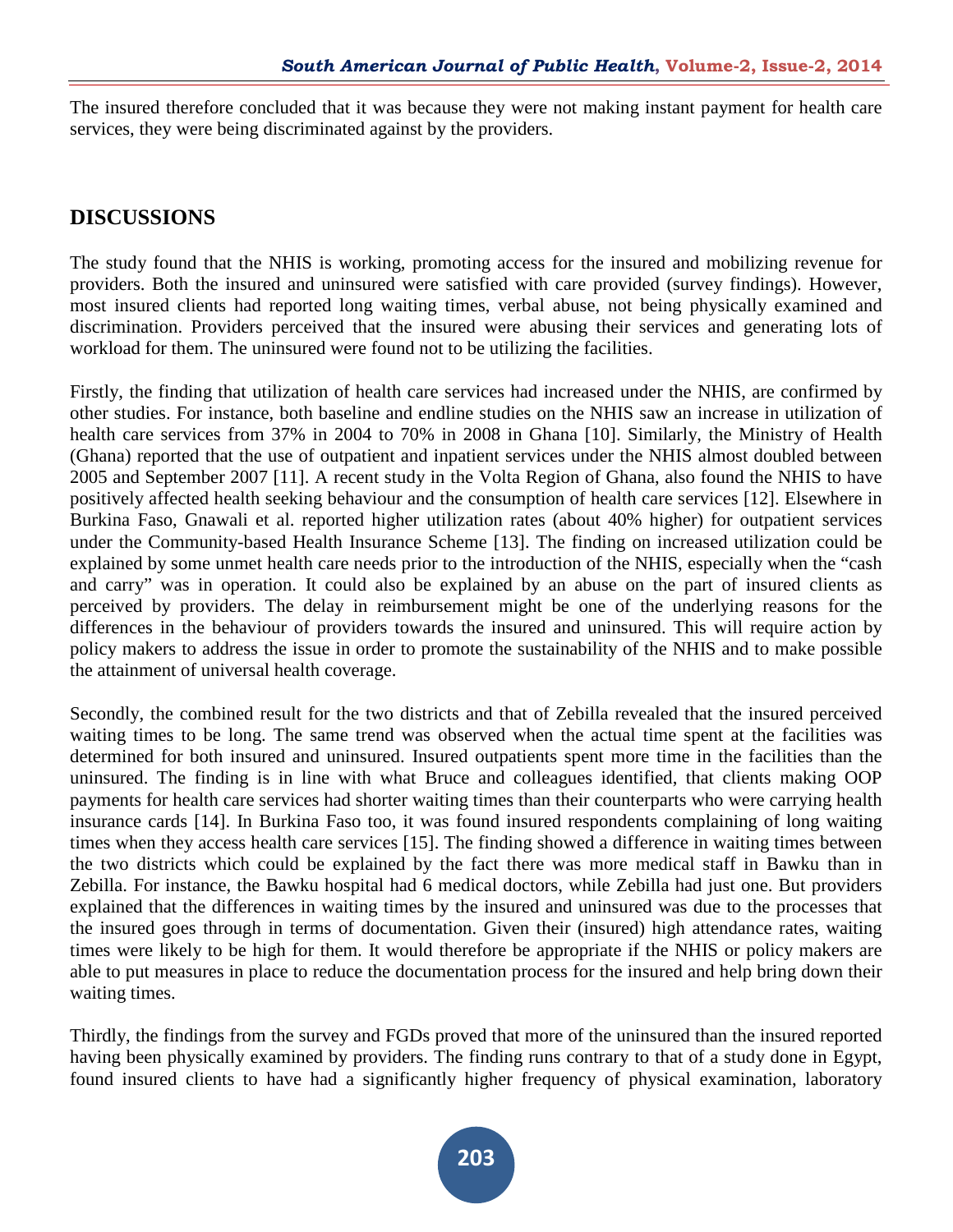The insured therefore concluded that it was because they were not making instant payment for health care services, they were being discriminated against by the providers.

## DISCUSSIONS

The study found that the NHIS is working, promoting access for the insured and mobilizing revenue for providers. Both the insured and uninsured were satisfied with care provided (survey findings). However, most insured clients had reported long waiting times, verbal abuse, not being physically examined and discrimination. Providers perceived that the insured were abusing their services and generating lots of workload for them. The uninsured were found not to be utilizing the facilities.

Firstly, the finding that utilization of health care services had increased under the NHIS, are confirmed by other studies. For instance, both baseline and endline studies on the NHIS saw an increase in utilization of health care services from 37% in 2004 to 70% in 2008 in Ghana [10]. Similarly, the Ministry of Health (Ghana) reported that the use of outpatient and inpatient services under the NHIS almost doubled between 2005 and September 2007 [11]. A recent study in the Volta Region of Ghana, also found the NHIS to have positively affected health seeking behaviour and the consumption of health care services [12]. Elsewhere in Burkina Faso, Gnawali et al. reported higher utilization rates (about 40% higher) for outpatient services under the Community-based Health Insurance Scheme [13]. The finding on increased utilization could be explained by some unmet health care needs prior to the introduction of the NHIS, especially when the "cash and carry" was in operation. It could also be explained by an abuse on the part of insured clients as perceived by providers. The delay in reimbursement might be one of the underlying reasons for the differences in the behaviour of providers towards the insured and uninsured. This will require action by policy makers to address the issue in order to promote the sustainability of the NHIS and to make possible the attainment of universal health coverage.

Secondly, the combined result for the two districts and that of Zebilla revealed that the insured perceived waiting times to be long. The same trend was observed when the actual time spent at the facilities was determined for both insured and uninsured. Insured outpatients spent more time in the facilities than the uninsured. The finding is in line with what Bruce and colleagues identified, that clients making OOP payments for health care services had shorter waiting times than their counterparts who were carrying health insurance cards [14]. In Burkina Faso too, it was found insured respondents complaining of long waiting times when they access health care services [15]. The finding showed a difference in waiting times between the two districts which could be explained by the fact there was more medical staff in Bawku than in Zebilla. For instance, the Bawku hospital had 6 medical doctors, while Zebilla had just one. But providers explained that the differences in waiting times by the insured and uninsured was due to the processes that the insured goes through in terms of documentation. Given their (insured) high attendance rates, waiting times were likely to be high for them. It would therefore be appropriate if the NHIS or policy makers are able to put measures in place to reduce the documentation process for the insured and help bring down their waiting times.

Thirdly, the findings from the survey and FGDs proved that more of the uninsured than the insured reported having been physically examined by providers. The finding runs contrary to that of a study done in Egypt, found insured clients to have had a significantly higher frequency of physical examination, laboratory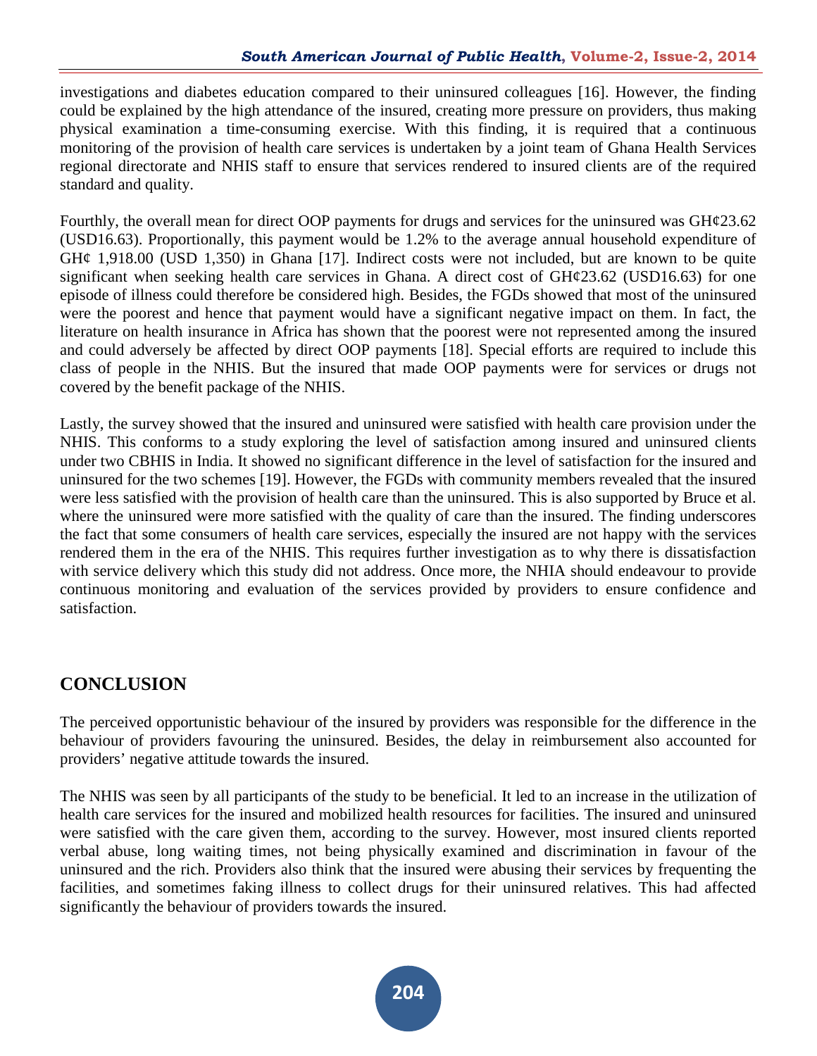investigations and diabetes education compared to their uninsured colleagues [16]. However, the finding could be explained by the high attendance of the insured, creating more pressure on providers, thus making physical examination a time-consuming exercise. With this finding, it is required that a continuous monitoring of the provision of health care services is undertaken by a joint team of Ghana Health Services regional directorate and NHIS staff to ensure that services rendered to insured clients are of the required standard and quality.

Fourthly, the overall mean for direct OOP payments for drugs and services for the uninsured was GH¢23.62 (USD16.63). Proportionally, this payment would be 1.2% to the average annual household expenditure of GH¢ 1,918.00 (USD 1,350) in Ghana [17]. Indirect costs were not included, but are known to be quite significant when seeking health care services in Ghana. A direct cost of GH¢23.62 (USD16.63) for one episode of illness could therefore be considered high. Besides, the FGDs showed that most of the uninsured were the poorest and hence that payment would have a significant negative impact on them. In fact, the literature on health insurance in Africa has shown that the poorest were not represented among the insured and could adversely be affected by direct OOP payments [18]. Special efforts are required to include this class of people in the NHIS. But the insured that made OOP payments were for services or drugs not covered by the benefit package of the NHIS.

Lastly, the survey showed that the insured and uninsured were satisfied with health care provision under the NHIS. This conforms to a study exploring the level of satisfaction among insured and uninsured clients under two CBHIS in India. It showed no significant difference in the level of satisfaction for the insured and uninsured for the two schemes [19]. However, the FGDs with community members revealed that the insured were less satisfied with the provision of health care than the uninsured. This is also supported by Bruce et al. where the uninsured were more satisfied with the quality of care than the insured. The finding underscores the fact that some consumers of health care services, especially the insured are not happy with the services rendered them in the era of the NHIS. This requires further investigation as to why there is dissatisfaction with service delivery which this study did not address. Once more, the NHIA should endeavour to provide continuous monitoring and evaluation of the services provided by providers to ensure confidence and satisfaction.

## CONCLUSION

The perceived opportunistic behaviour of the insured by providers was responsible for the difference in the behaviour of providers favouring the uninsured. Besides, the delay in reimbursement also accounted for providers' negative attitude towards the insured.

The NHIS was seen by all participants of the study to be beneficial. It led to an increase in the utilization of health care services for the insured and mobilized health resources for facilities. The insured and uninsured were satisfied with the care given them, according to the survey. However, most insured clients reported verbal abuse, long waiting times, not being physically examined and discrimination in favour of the uninsured and the rich. Providers also think that the insured were abusing their services by frequenting the facilities, and sometimes faking illness to collect drugs for their uninsured relatives. This had affected significantly the behaviour of providers towards the insured.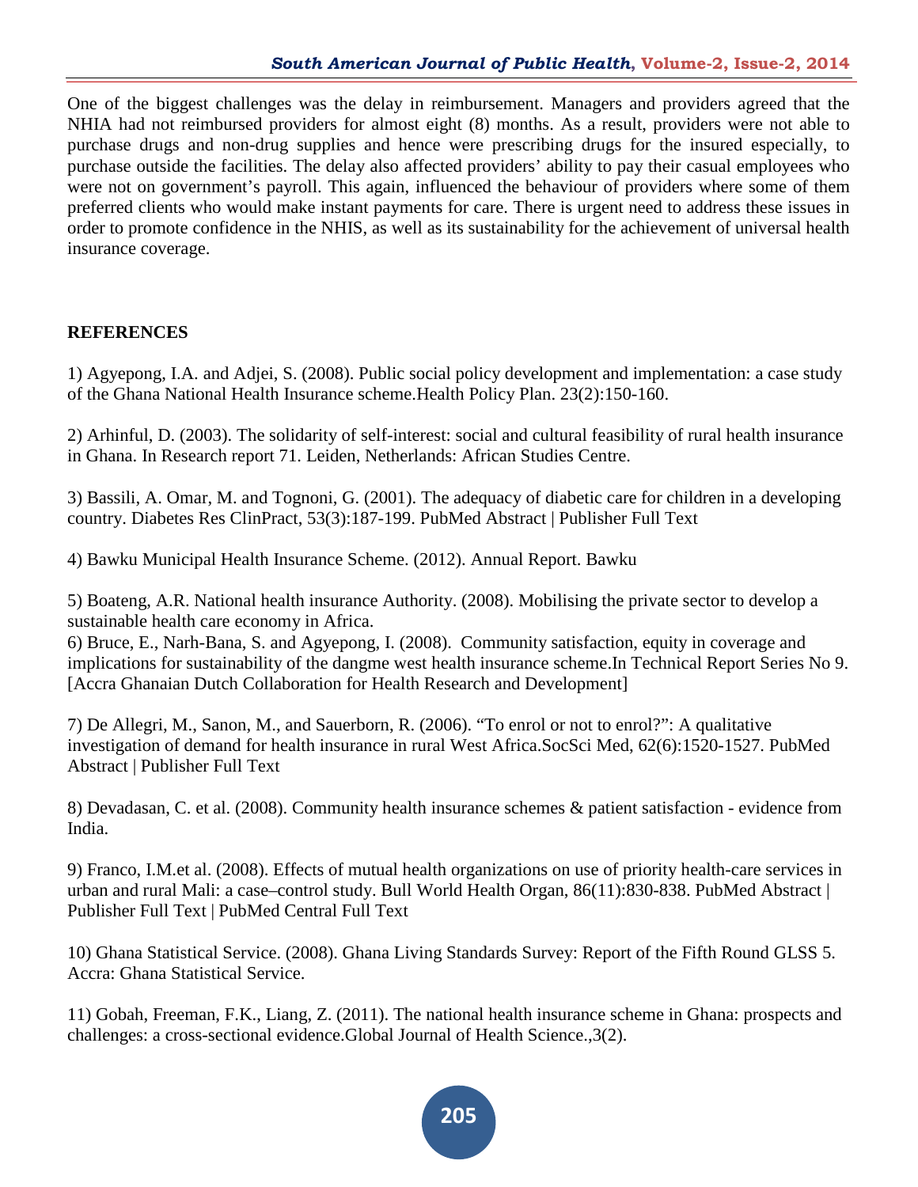One of the biggest challenges was the delay in reimbursement. Managers and providers agreed that the NHIA had not reimbursed providers for almost eight (8) months. As a result, providers were not able to purchase drugs and non-drug supplies and hence were prescribing drugs for the insured especially, to purchase outside the facilities. The delay also affected providers' ability to pay their casual employees who were not on government's payroll. This again, influenced the behaviour of providers where some of them preferred clients who would make instant payments for care. There is urgent need to address these issues in order to promote confidence in the NHIS, as well as its sustainability for the achievement of universal health insurance coverage.

## REFERENCES

1) Agyepong, I.A. and Adjei, S. (2008). Public social policy development and implementation: a case study of the Ghana National Health Insurance scheme.Health Policy Plan. 23(2):150-160.

2) Arhinful, D. (2003). The solidarity of self-interest: social and cultural feasibility of rural health insurance in Ghana. In Research report 71. Leiden, Netherlands: African Studies Centre.

3) Bassili, A. Omar, M. and Tognoni, G. (2001). The adequacy of diabetic care for children in a developing country. Diabetes Res ClinPract, 53(3):187-199. PubMed Abstract | Publisher Full Text

4) Bawku Municipal Health Insurance Scheme. (2012). Annual Report. Bawku

5) Boateng, A.R. National health insurance Authority. (2008). Mobilising the private sector to develop a sustainable health care economy in Africa.

6) Bruce, E., Narh-Bana, S. and Agyepong, I. (2008). Community satisfaction, equity in coverage and implications for sustainability of the dangme west health insurance scheme.In Technical Report Series No 9. [Accra Ghanaian Dutch Collaboration for Health Research and Development]

7) De Allegri, M., Sanon, M., and Sauerborn, R. (2006). "To enrol or not to enrol?": A qualitative investigation of demand for health insurance in rural West Africa.SocSci Med, 62(6):1520-1527. PubMed Abstract | Publisher Full Text

8) Devadasan, C. et al. (2008). Community health insurance schemes & patient satisfaction - evidence from India.

9) Franco, I.M.et al. (2008). Effects of mutual health organizations on use of priority health-care services in urban and rural Mali: a case–control study. Bull World Health Organ, 86(11):830-838. PubMed Abstract | Publisher Full Text | PubMed Central Full Text

10) Ghana Statistical Service. (2008). Ghana Living Standards Survey: Report of the Fifth Round GLSS 5. Accra: Ghana Statistical Service.

11) Gobah, Freeman, F.K., Liang, Z. (2011). The national health insurance scheme in Ghana: prospects and challenges: a cross-sectional evidence.Global Journal of Health Science.,3(2).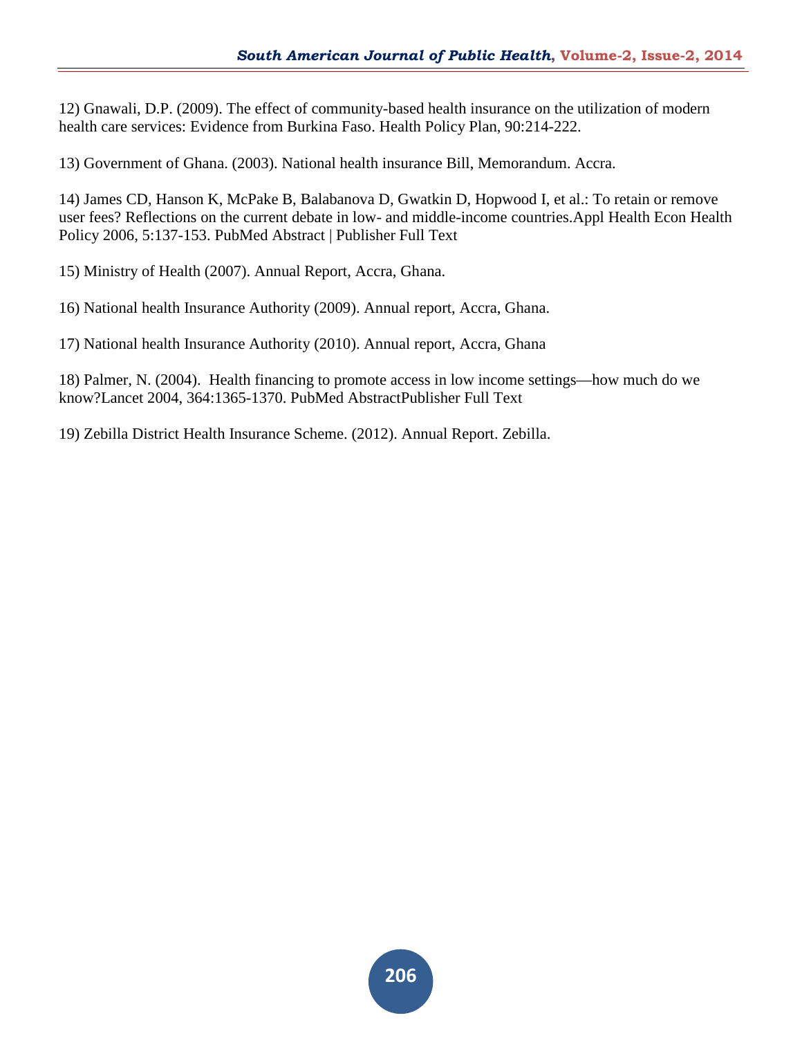12) Gnawali, D.P. (2009). The effect of community-based health insurance on the utilization of modern health care services: Evidence from Burkina Faso. Health Policy Plan, 90:214-222.

13) Government of Ghana. (2003). National health insurance Bill, Memorandum. Accra.

14) James CD, Hanson K, McPake B, Balabanova D, Gwatkin D, Hopwood I, et al.: To retain or remove user fees? Reflections on the current debate in low- and middle-income countries.Appl Health Econ Health Policy 2006, 5:137-153. PubMed Abstract | Publisher Full Text

15) Ministry of Health (2007). Annual Report, Accra, Ghana.

16) National health Insurance Authority (2009). Annual report, Accra, Ghana.

17) National health Insurance Authority (2010). Annual report, Accra, Ghana

18) Palmer, N. (2004). Health financing to promote access in low income settings—how much do we know?Lancet 2004, 364:1365-1370. PubMed AbstractPublisher Full Text

19) Zebilla District Health Insurance Scheme. (2012). Annual Report. Zebilla.